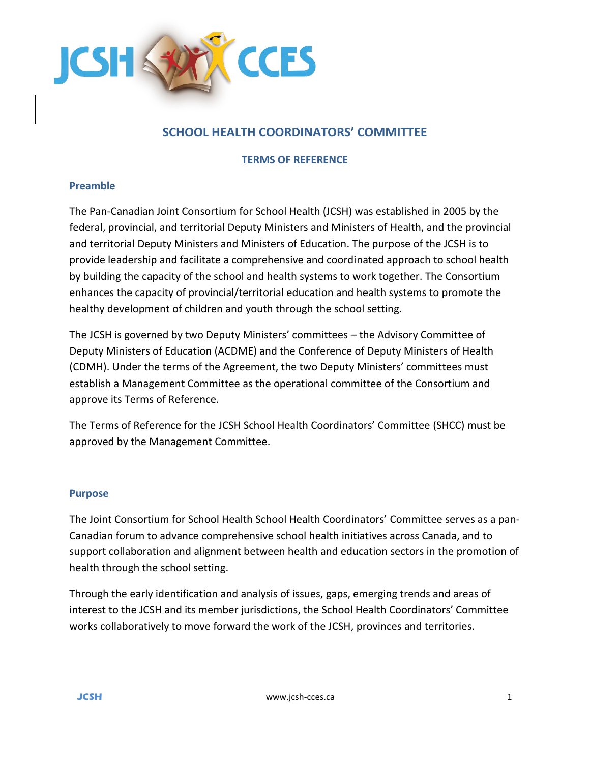# SCHOOL HEALTH COORDINATORS' COMMITTEE

## TERMS OF REFERENCE

### Preamble

The Pan-Canadian Joint Consortium for School Health (JCSH) was established in 2005 by the federal, provincial, and territorial Deputy Ministers and Ministers of Health, and the provincial and territorial Deputy Ministers and Ministers of Education. The purpose of the JCSH is to provide leadership and facilitate a comprehensive and coordinated approach to school health by building the capacity of the school and health systems to work together. The Consortium enhances the capacity of provincial/territorial education and health systems to promote the healthy development of children and youth through the school setting.

The JCSH is governed by two Deputy Ministers' committees – the Advisory Committee of Deputy Ministers of Education (ACDME) and the Conference of Deputy Ministers of Health (CDMH). Under the terms of the Agreement, the two Deputy Ministers' committees must establish a Management Committee as the operational committee of the Consortium and approve its Terms of Reference.

The Terms of Reference for the JCSH School Health Coordinators' Committee (SHCC) must be approved by the Management Committee.

### Purpose

The Joint Consortium for School Health School Health Coordinators' Committee serves as a pan-Canadian forum to advance comprehensive school health initiatives across Canada, and to support collaboration and alignment between health and education sectors in the promotion of health through the school setting.

Through the early identification and analysis of issues, gaps, emerging trends and areas of interest to the JCSH and its member jurisdictions, the School Health Coordinators' Committee works collaboratively to move forward the work of the JCSH, provinces and territories.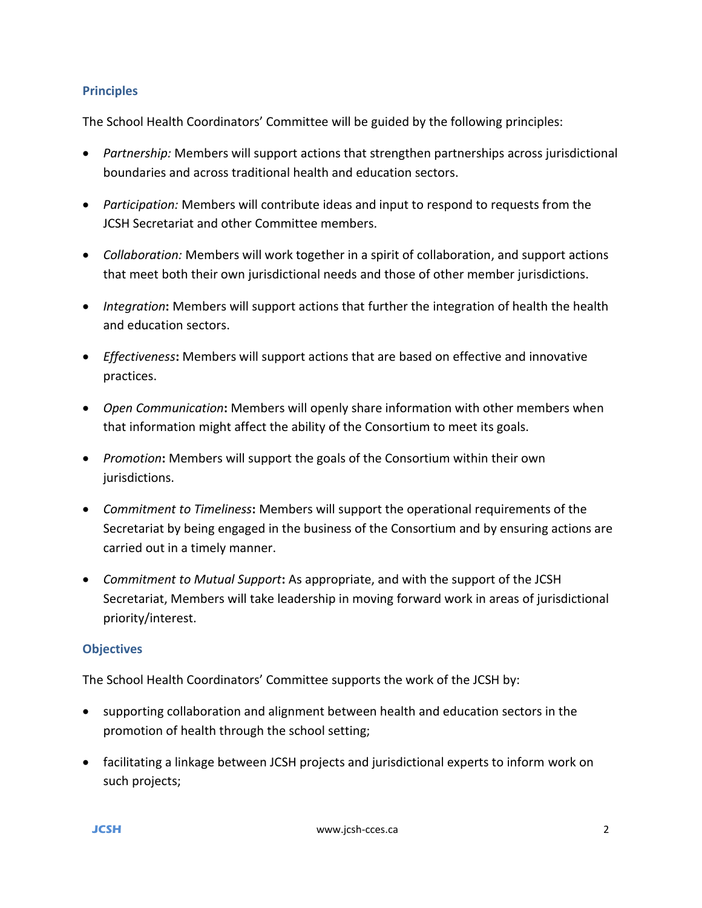## Principles

The School Health Coordinators' Committee will be guided by the following principles:

- *Partnership:* Members will support actions that strengthen partnerships across jurisdictional boundaries and across traditional health and education sectors.
- *Participation:* Members will contribute ideas and input to respond to requests from the JCSH Secretariat and other Committee members.
- *Collaboration:* Members will work together in a spirit of collaboration, and support actions that meet both their own jurisdictional needs and those of other member jurisdictions.
- *Integration*: Members will support actions that further the integration of health the health and education sectors.
- *Effectiveness*: Members will support actions that are based on effective and innovative practices.
- *Open Communication*: Members will openly share information with other members when that information might affect the ability of the Consortium to meet its goals.
- *Promotion*: Members will support the goals of the Consortium within their own jurisdictions.
- *Commitment to Timeliness*: Members will support the operational requirements of the Secretariat by being engaged in the business of the Consortium and by ensuring actions are carried out in a timely manner.
- *Commitment to Mutual Support*: As appropriate, and with the support of the JCSH Secretariat, Members will take leadership in moving forward work in areas of jurisdictional priority/interest.

## Objectives

The School Health Coordinators' Committee supports the work of the JCSH by:

- supporting collaboration and alignment between health and education sectors in the promotion of health through the school setting;
- facilitating a linkage between JCSH projects and jurisdictional experts to inform work on such projects;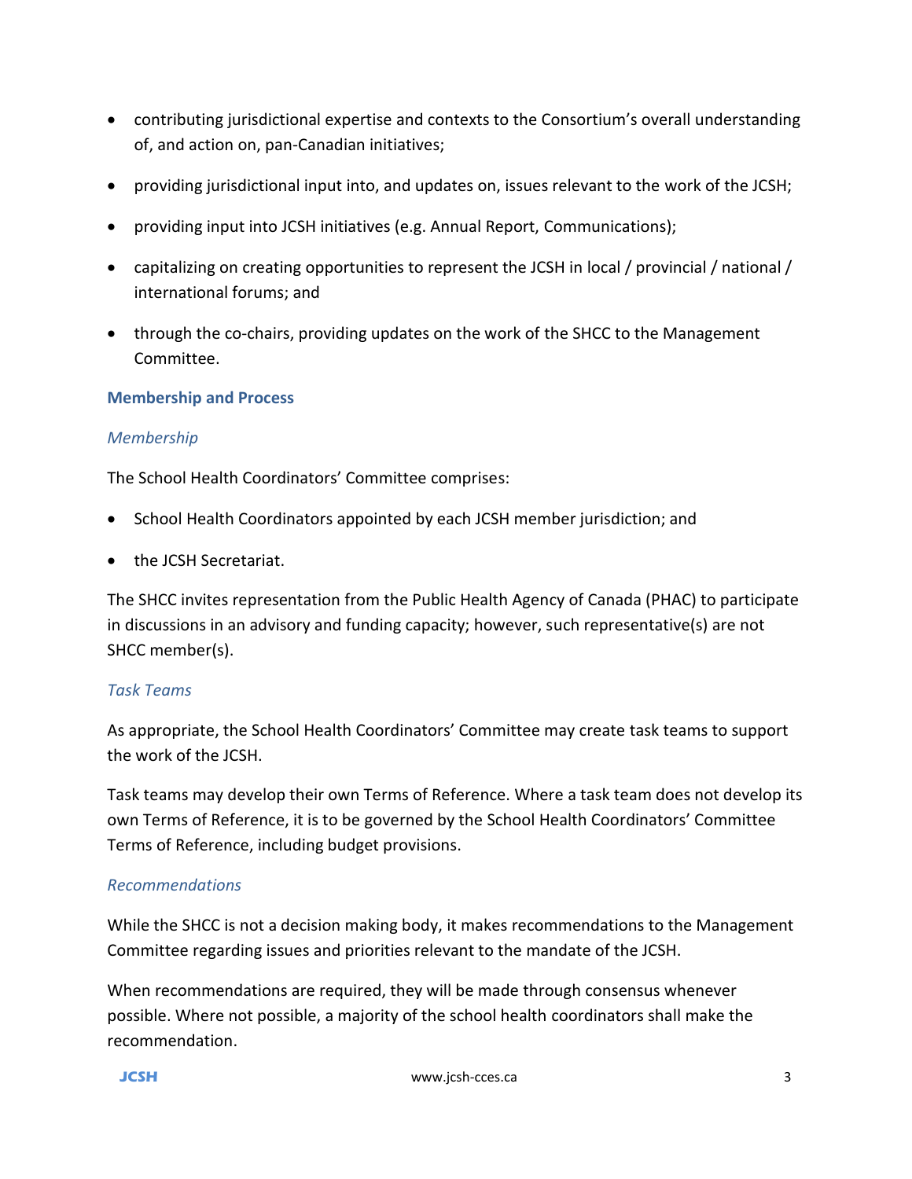- contributing jurisdictional expertise and contexts to the Consortium's overall understanding of, and action on, pan-Canadian initiatives;
- providing jurisdictional input into, and updates on, issues relevant to the work of the JCSH;
- providing input into JCSH initiatives (e.g. Annual Report, Communications);
- capitalizing on creating opportunities to represent the JCSH in local / provincial / national / international forums; and
- through the co-chairs, providing updates on the work of the SHCC to the Management Committee.

## Membership and Process

### *Membership*

The School Health Coordinators' Committee comprises:

- School Health Coordinators appointed by each JCSH member jurisdiction; and
- the JCSH Secretariat.

The SHCC invites representation from the Public Health Agency of Canada (PHAC) to participate in discussions in an advisory and funding capacity; however, such representative(s) are not SHCC member(s).

### *Task Teams*

As appropriate, the School Health Coordinators' Committee may create task teams to support the work of the JCSH.

Task teams may develop their own Terms of Reference. Where a task team does not develop its own Terms of Reference, it is to be governed by the School Health Coordinators' Committee Terms of Reference, including budget provisions.

### *Recommendations*

While the SHCC is not a decision making body, it makes recommendations to the Management Committee regarding issues and priorities relevant to the mandate of the JCSH.

When recommendations are required, they will be made through consensus whenever possible. Where not possible, a majority of the school health coordinators shall make the recommendation.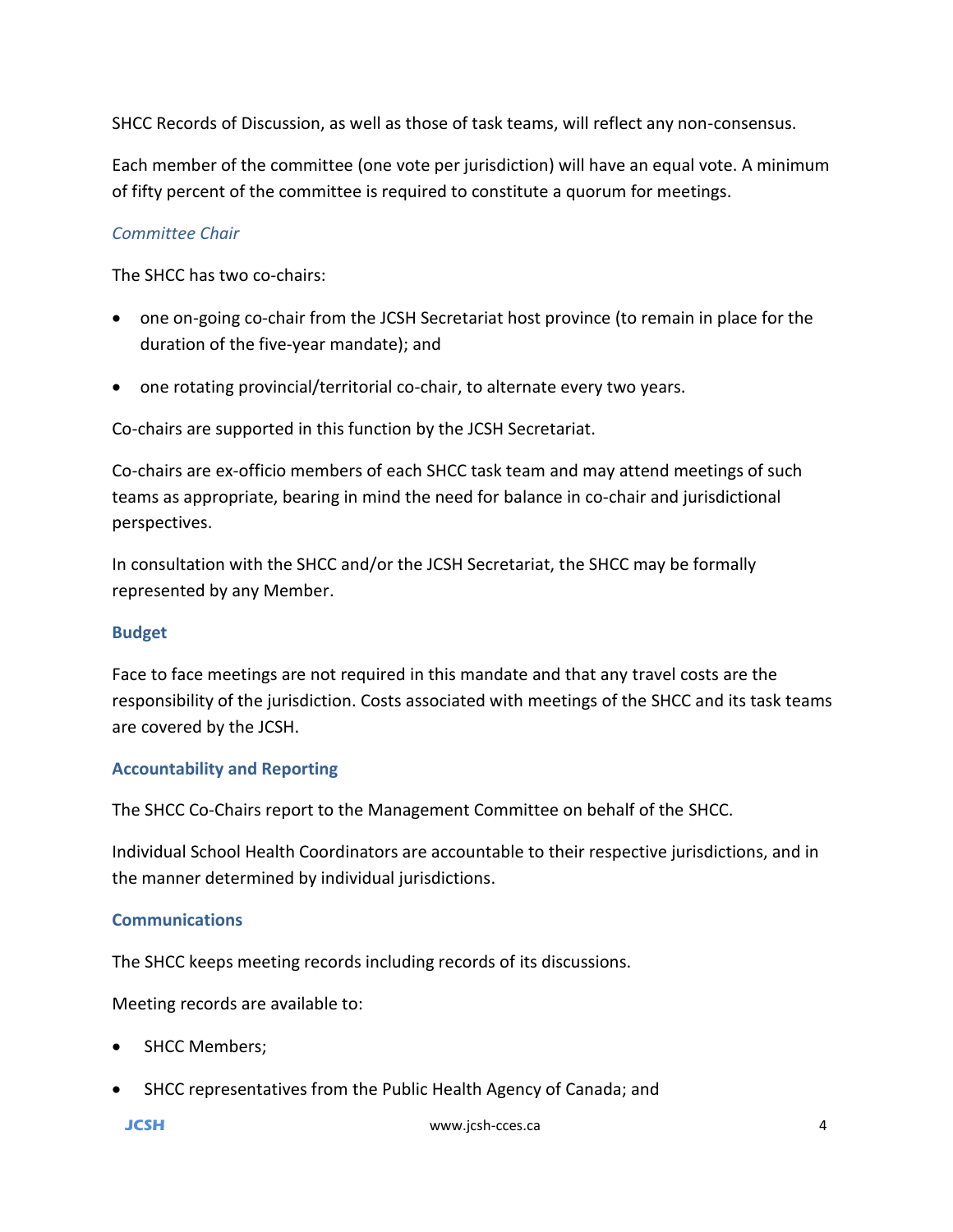SHCC Records of Discussion, as well as those of task teams, will reflect any non-consensus.

Each member of the committee (one vote per jurisdiction) will have an equal vote. A minimum of fifty percent of the committee is required to constitute a quorum for meetings.

### *Committee Chair*

The SHCC has two co-chairs:

- one on-going co-chair from the JCSH Secretariat host province (to remain in place for the duration of the five-year mandate); and
- one rotating provincial/territorial co-chair, to alternate every two years.

Co-chairs are supported in this function by the JCSH Secretariat.

Co-chairs are ex-officio members of each SHCC task team and may attend meetings of such teams as appropriate, bearing in mind the need for balance in co-chair and jurisdictional perspectives.

In consultation with the SHCC and/or the JCSH Secretariat, the SHCC may be formally represented by any Member.

## Budget

Face to face meetings are not required in this mandate and that any travel costs are the responsibility of the jurisdiction. Costs associated with meetings of the SHCC and its task teams are covered by the JCSH.

## Accountability and Reporting

The SHCC Co-Chairs report to the Management Committee on behalf of the SHCC.

Individual School Health Coordinators are accountable to their respective jurisdictions, and in the manner determined by individual jurisdictions.

## Communications

The SHCC keeps meeting records including records of its discussions.

Meeting records are available to:

- SHCC Members;
- SHCC representatives from the Public Health Agency of Canada; and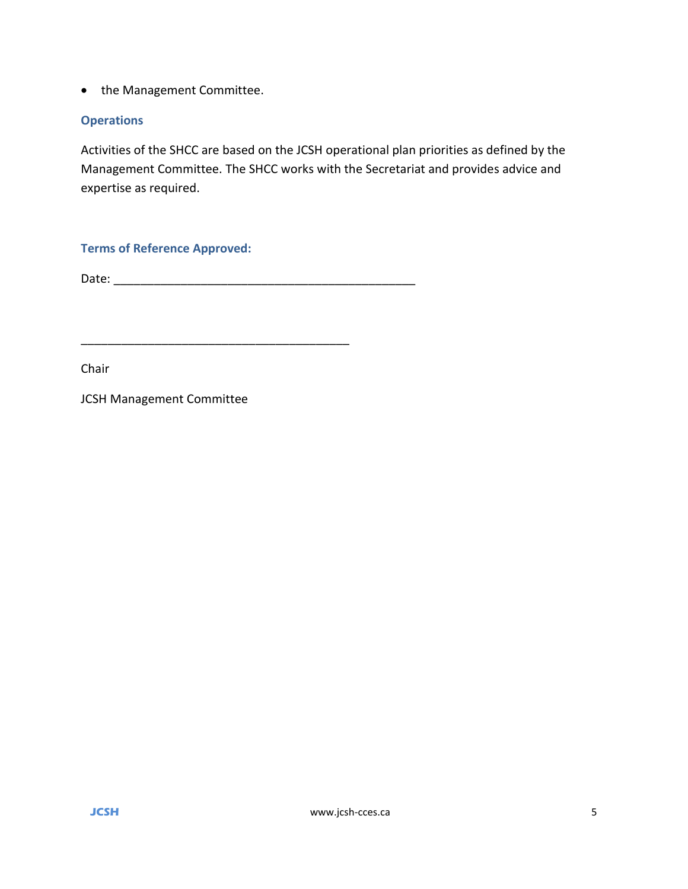- the Management Committee.

### Operations

Activities of the SHCC are based on the JCSH operational plan priorities as defined by the Management Committee. The SHCC works with the Secretariat and provides advice and expertise as required.

### Terms of Reference Approved:

Date: ______________________________________________

_________________________________________

Chair

JCSH Management Committee